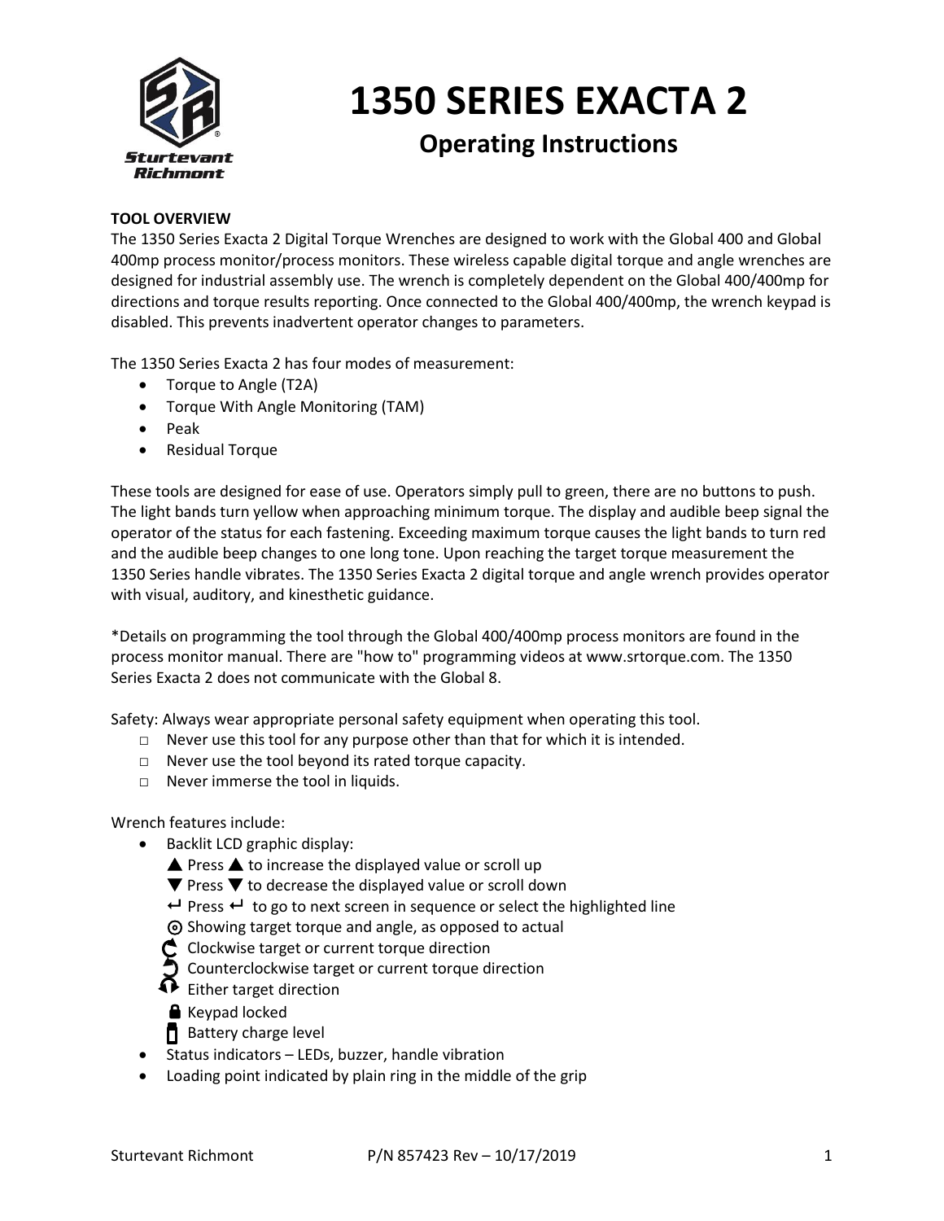# 1350 SERIES EXACTA 2

## Operating Instructions

**TOOL OVERVIEW**

The 1350 Series Exacta 2 Digital Torque Wrenches are designed to work with the Global 400 and Global 400mp process monitor/process monitors. These wireless capable digital torque and angle wrenches are designed for industrial assembly use. The wrench is completely dependent on the Global 400/400mp for directions and torque results reporting. Once connected to the Global 400/400mp, the wrench keypad is disabled. This prevents inadvertent operator changes to parameters.

The 1350 Series Exacta 2 has four modes of measurement:

- Torque to Angle (T2A)
- Torque With Angle Monitoring (TAM)
- Peak
- Residual Torque

These tools are designed for ease of use. Operators simply pull to green, there are no buttons to push. The light bands turn yellow when approaching minimum torque. The display and audible beep signal the operator of the status for each fastening. Exceeding maximum torque causes the light bands to turn red and the audible beep changes to one long tone. Upon reaching the target torque measurement the 1350 Series handle vibrates. The 1350 Series Exacta 2 digital torque and angle wrench provides operator with visual, auditory, and kinesthetic guidance.

*Details on programming the tool through the Global 400/400mp process monitors are found in the process monitor manual. There are "how to" programming videos at www.srtorque.com. The 1350 Series Exacta 2 does not communicate with the Global 8.

Safety: Always wear appropriate personal safety equipment when operating this tool.

- □ Never use this tool for any purpose other than that for which it is intended.
- □ Never use the tool beyond its rated torque capacity.
- □ Never immerse the tool in liquids.

Wrench features include:

- Backlit LCD graphic display:
  - ▲ Press ▲ to increase the displayed value or scroll up
  - ▼ Press ▼ to decrease the displayed value or scroll down
  - ↵ Press ↵ to go to next screen in sequence or select the highlighted line
  - ◎ Showing target torque and angle, as opposed to actual
  - Clockwise target or current torque direction
  - Counterclockwise target or current torque direction
  - Either target direction
  - Keypad locked
  - Battery charge level
- Status indicators – LEDs, buzzer, handle vibration
- Loading point indicated by plain ring in the middle of the grip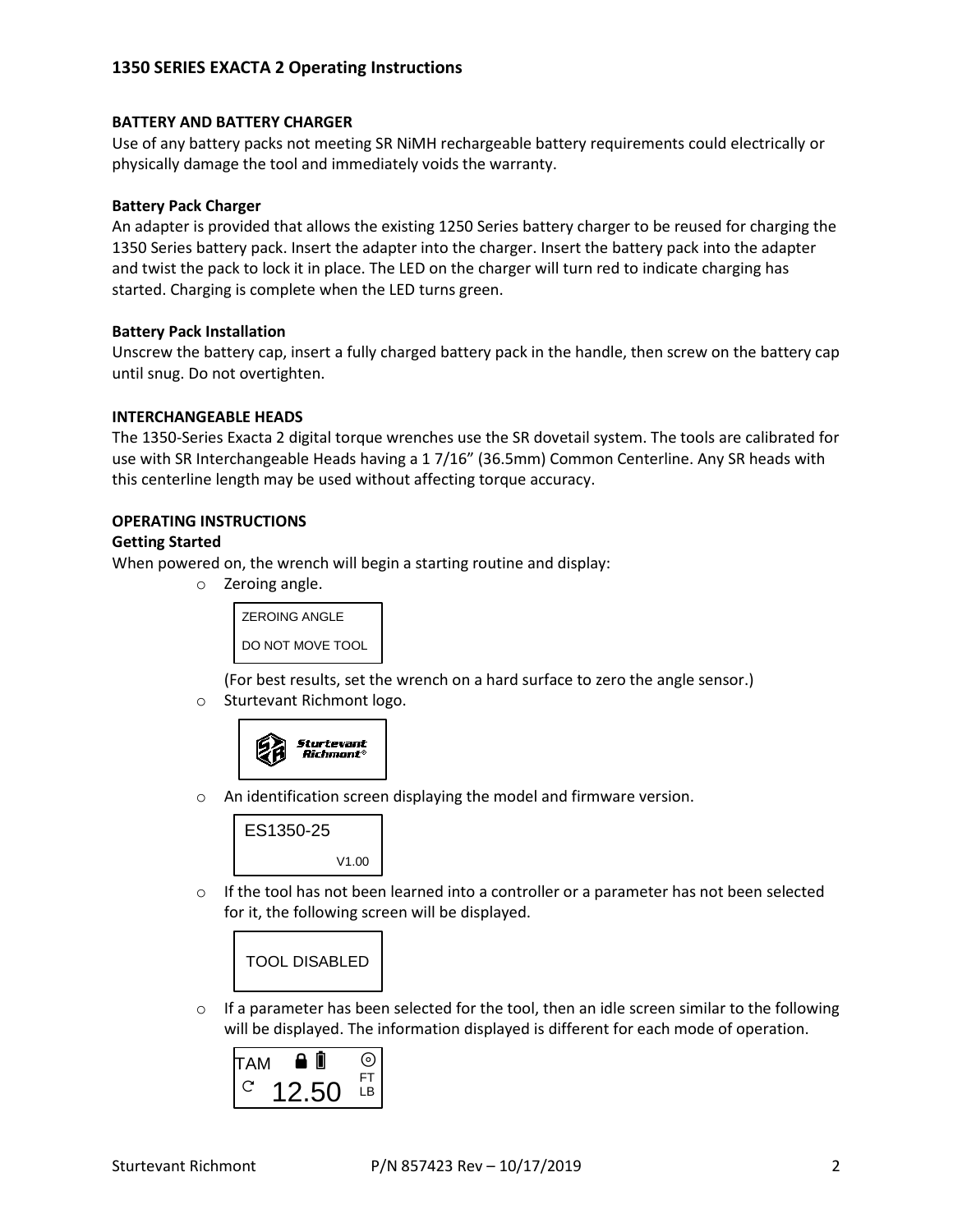## BATTERY AND BATTERY CHARGER

Use of any battery packs not meeting SR NiMH rechargeable battery requirements could electrically or physically damage the tool and immediately voids the warranty.

### Battery Pack Charger

An adapter is provided that allows the existing 1250 Series battery charger to be reused for charging the 1350 Series battery pack. Insert the adapter into the charger. Insert the battery pack into the adapter and twist the pack to lock it in place. The LED on the charger will turn red to indicate charging has started. Charging is complete when the LED turns green.

### Battery Pack Installation

Unscrew the battery cap, insert a fully charged battery pack in the handle, then screw on the battery cap until snug. Do not overtighten.

## INTERCHANGEABLE HEADS

The 1350-Series Exacta 2 digital torque wrenches use the SR dovetail system. The tools are calibrated for use with SR Interchangeable Heads having a 1 7/16" (36.5mm) Common Centerline. Any SR heads with this centerline length may be used without affecting torque accuracy.

## OPERATING INSTRUCTIONS

### Getting Started

When powered on, the wrench will begin a starting routine and display:

- Zeroing angle.

  ```
  ZEROING ANGLE
  DO NOT MOVE TOOL
  ```

  (For best results, set the wrench on a hard surface to zero the angle sensor.)

- Sturtevant Richmont logo.

- An identification screen displaying the model and firmware version.

  ```
  ES1350-25
              V1.00
  ```

- If the tool has not been learned into a controller or a parameter has not been selected for it, the following screen will be displayed.

  ```
  TOOL DISABLED
  ```

- If a parameter has been selected for the tool, then an idle screen similar to the following will be displayed. The information displayed is different for each mode of operation.

  ```
  TAM              FT
     12.50         LB
  ```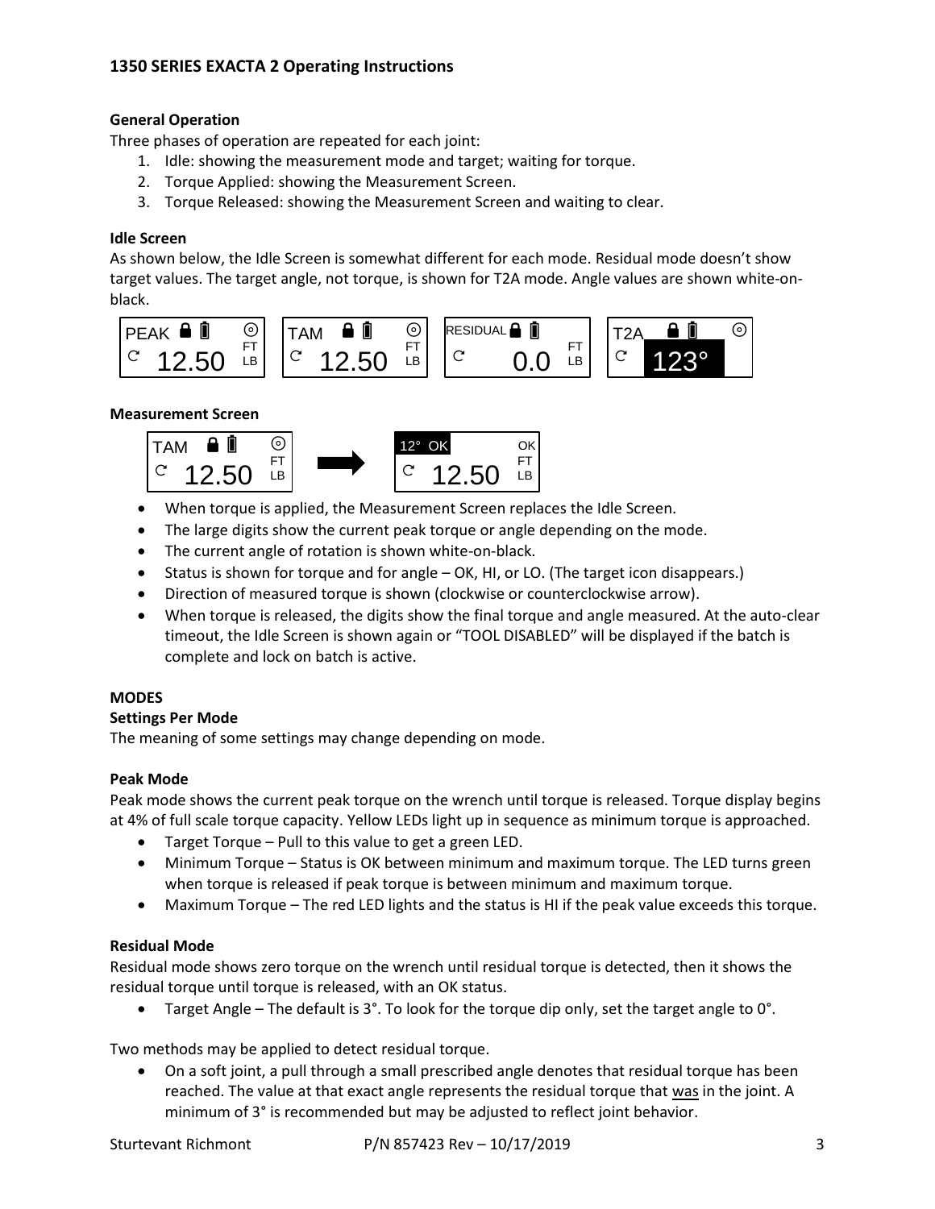**1350 SERIES EXACTA 2 Operating Instructions**

### General Operation

Three phases of operation are repeated for each joint:

1. Idle: showing the measurement mode and target; waiting for torque.
2. Torque Applied: showing the Measurement Screen.
3. Torque Released: showing the Measurement Screen and waiting to clear.

### Idle Screen

As shown below, the Idle Screen is somewhat different for each mode. Residual mode doesn't show target values. The target angle, not torque, is shown for T2A mode. Angle values are shown white-on-black.

PEAK 12.50 FT LB

TAM 12.50 FT LB

RESIDUAL 0.0 FT LB

T2A 123°

### Measurement Screen

TAM 12.50 FT LB

12° OK OK 12.50 FT LB

- When torque is applied, the Measurement Screen replaces the Idle Screen.
- The large digits show the current peak torque or angle depending on the mode.
- The current angle of rotation is shown white-on-black.
- Status is shown for torque and for angle – OK, HI, or LO. (The target icon disappears.)
- Direction of measured torque is shown (clockwise or counterclockwise arrow).
- When torque is released, the digits show the final torque and angle measured. At the auto-clear timeout, the Idle Screen is shown again or "TOOL DISABLED" will be displayed if the batch is complete and lock on batch is active.

## MODES

### Settings Per Mode

The meaning of some settings may change depending on mode.

### Peak Mode

Peak mode shows the current peak torque on the wrench until torque is released. Torque display begins at 4% of full scale torque capacity. Yellow LEDs light up in sequence as minimum torque is approached.

- Target Torque – Pull to this value to get a green LED.
- Minimum Torque – Status is OK between minimum and maximum torque. The LED turns green when torque is released if peak torque is between minimum and maximum torque.
- Maximum Torque – The red LED lights and the status is HI if the peak value exceeds this torque.

### Residual Mode

Residual mode shows zero torque on the wrench until residual torque is detected, then it shows the residual torque until torque is released, with an OK status.

- Target Angle – The default is 3°. To look for the torque dip only, set the target angle to 0°.

Two methods may be applied to detect residual torque.

- On a soft joint, a pull through a small prescribed angle denotes that residual torque has been reached. The value at that exact angle represents the residual torque that was in the joint. A minimum of 3° is recommended but may be adjusted to reflect joint behavior.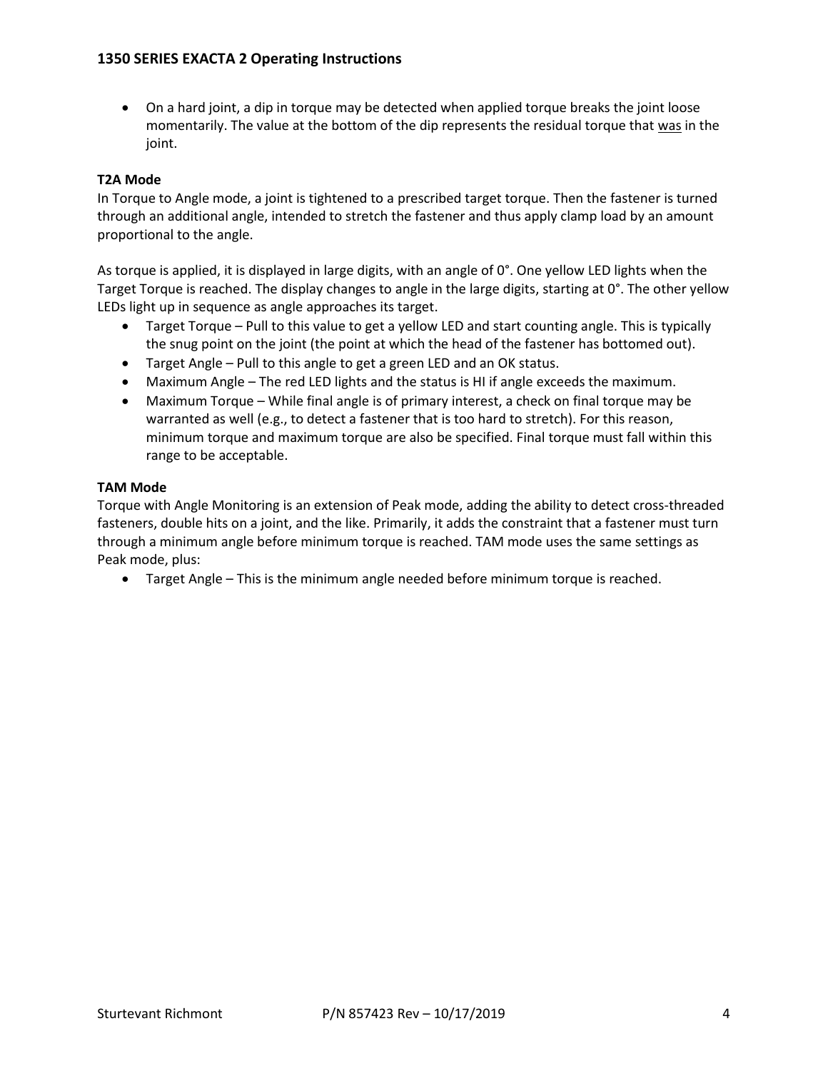- On a hard joint, a dip in torque may be detected when applied torque breaks the joint loose momentarily. The value at the bottom of the dip represents the residual torque that <u>was</u> in the joint.

### T2A Mode

In Torque to Angle mode, a joint is tightened to a prescribed target torque. Then the fastener is turned through an additional angle, intended to stretch the fastener and thus apply clamp load by an amount proportional to the angle.

As torque is applied, it is displayed in large digits, with an angle of 0°. One yellow LED lights when the Target Torque is reached. The display changes to angle in the large digits, starting at 0°. The other yellow LEDs light up in sequence as angle approaches its target.

- Target Torque – Pull to this value to get a yellow LED and start counting angle. This is typically the snug point on the joint (the point at which the head of the fastener has bottomed out).
- Target Angle – Pull to this angle to get a green LED and an OK status.
- Maximum Angle – The red LED lights and the status is HI if angle exceeds the maximum.
- Maximum Torque – While final angle is of primary interest, a check on final torque may be warranted as well (e.g., to detect a fastener that is too hard to stretch). For this reason, minimum torque and maximum torque are also be specified. Final torque must fall within this range to be acceptable.

### TAM Mode

Torque with Angle Monitoring is an extension of Peak mode, adding the ability to detect cross-threaded fasteners, double hits on a joint, and the like. Primarily, it adds the constraint that a fastener must turn through a minimum angle before minimum torque is reached. TAM mode uses the same settings as Peak mode, plus:

- Target Angle – This is the minimum angle needed before minimum torque is reached.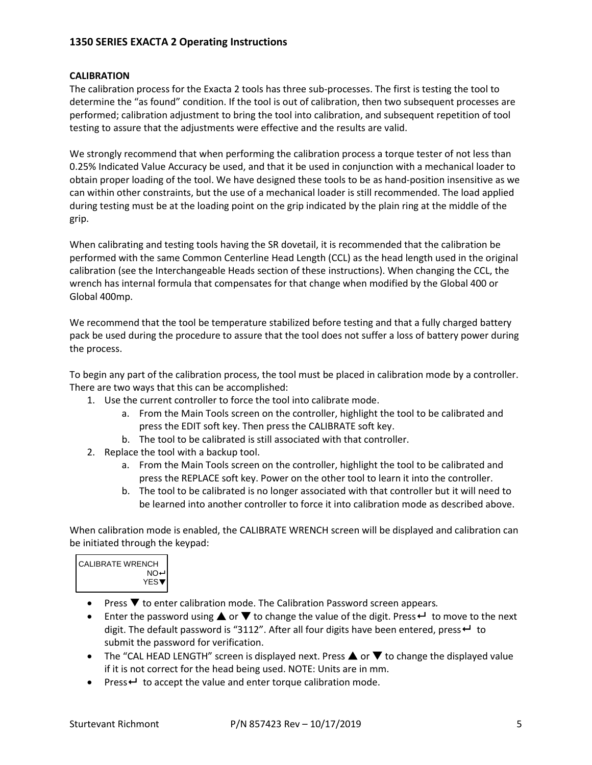## CALIBRATION

The calibration process for the Exacta 2 tools has three sub-processes. The first is testing the tool to determine the "as found" condition. If the tool is out of calibration, then two subsequent processes are performed; calibration adjustment to bring the tool into calibration, and subsequent repetition of tool testing to assure that the adjustments were effective and the results are valid.

We strongly recommend that when performing the calibration process a torque tester of not less than 0.25% Indicated Value Accuracy be used, and that it be used in conjunction with a mechanical loader to obtain proper loading of the tool. We have designed these tools to be as hand-position insensitive as we can within other constraints, but the use of a mechanical loader is still recommended. The load applied during testing must be at the loading point on the grip indicated by the plain ring at the middle of the grip.

When calibrating and testing tools having the SR dovetail, it is recommended that the calibration be performed with the same Common Centerline Head Length (CCL) as the head length used in the original calibration (see the Interchangeable Heads section of these instructions). When changing the CCL, the wrench has internal formula that compensates for that change when modified by the Global 400 or Global 400mp.

We recommend that the tool be temperature stabilized before testing and that a fully charged battery pack be used during the procedure to assure that the tool does not suffer a loss of battery power during the process.

To begin any part of the calibration process, the tool must be placed in calibration mode by a controller. There are two ways that this can be accomplished:

1. Use the current controller to force the tool into calibrate mode.
   a. From the Main Tools screen on the controller, highlight the tool to be calibrated and press the EDIT soft key. Then press the CALIBRATE soft key.
   b. The tool to be calibrated is still associated with that controller.
2. Replace the tool with a backup tool.
   a. From the Main Tools screen on the controller, highlight the tool to be calibrated and press the REPLACE soft key. Power on the other tool to learn it into the controller.
   b. The tool to be calibrated is no longer associated with that controller but it will need to be learned into another controller to force it into calibration mode as described above.

When calibration mode is enabled, the CALIBRATE WRENCH screen will be displayed and calibration can be initiated through the keypad:

```
CALIBRATE WRENCH
             NO↵
            YES▼
```

- Press ▼ to enter calibration mode. The Calibration Password screen appears*.*
- Enter the password using ▲ or ▼ to change the value of the digit. Press ↵ to move to the next digit. The default password is "3112". After all four digits have been entered, press ↵ to submit the password for verification.
- The "CAL HEAD LENGTH" screen is displayed next. Press ▲ or ▼ to change the displayed value if it is not correct for the head being used. NOTE: Units are in mm.
- Press ↵ to accept the value and enter torque calibration mode.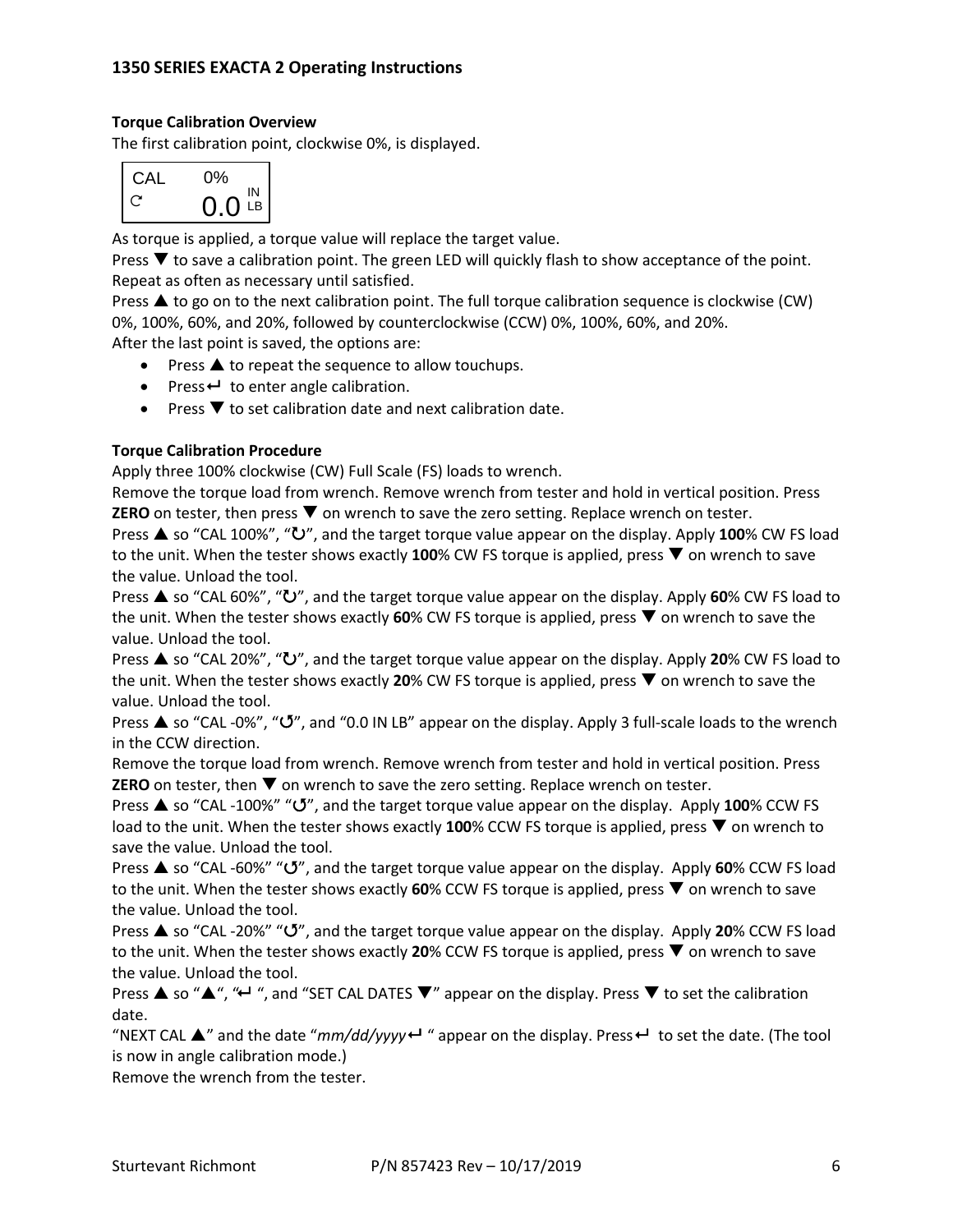**Torque Calibration Overview**

The first calibration point, clockwise 0%, is displayed.

```
CAL     0%
C'          IN
        0.0 LB
```

As torque is applied, a torque value will replace the target value.

Press ▼ to save a calibration point. The green LED will quickly flash to show acceptance of the point. Repeat as often as necessary until satisfied.

Press ▲ to go on to the next calibration point. The full torque calibration sequence is clockwise (CW) 0%, 100%, 60%, and 20%, followed by counterclockwise (CCW) 0%, 100%, 60%, and 20%.

After the last point is saved, the options are:

- Press ▲ to repeat the sequence to allow touchups.
- Press↵ to enter angle calibration.
- Press ▼ to set calibration date and next calibration date.

**Torque Calibration Procedure**

Apply three 100% clockwise (CW) Full Scale (FS) loads to wrench.

Remove the torque load from wrench. Remove wrench from tester and hold in vertical position. Press **ZERO** on tester, then press ▼ on wrench to save the zero setting. Replace wrench on tester.

Press ▲ so "CAL 100%", "↻", and the target torque value appear on the display. Apply **100**% CW FS load to the unit. When the tester shows exactly **100**% CW FS torque is applied, press ▼ on wrench to save the value. Unload the tool.

Press ▲ so "CAL 60%", "↻", and the target torque value appear on the display. Apply **60**% CW FS load to the unit. When the tester shows exactly **60**% CW FS torque is applied, press ▼ on wrench to save the value. Unload the tool.

Press ▲ so "CAL 20%", "↻", and the target torque value appear on the display. Apply **20**% CW FS load to the unit. When the tester shows exactly **20**% CW FS torque is applied, press ▼ on wrench to save the value. Unload the tool.

Press ▲ so "CAL -0%", "↺", and "0.0 IN LB" appear on the display. Apply 3 full-scale loads to the wrench in the CCW direction.

Remove the torque load from wrench. Remove wrench from tester and hold in vertical position. Press **ZERO** on tester, then ▼ on wrench to save the zero setting. Replace wrench on tester.

Press ▲ so "CAL -100%" "↺", and the target torque value appear on the display. Apply **100**% CCW FS load to the unit. When the tester shows exactly **100**% CCW FS torque is applied, press ▼ on wrench to save the value. Unload the tool.

Press ▲ so "CAL -60%" "↺", and the target torque value appear on the display. Apply **60**% CCW FS load to the unit. When the tester shows exactly **60**% CCW FS torque is applied, press ▼ on wrench to save the value. Unload the tool.

Press ▲ so "CAL -20%" "↺", and the target torque value appear on the display. Apply **20**% CCW FS load to the unit. When the tester shows exactly **20**% CCW FS torque is applied, press ▼ on wrench to save the value. Unload the tool.

Press ▲ so "▲", "↵ ", and "SET CAL DATES ▼" appear on the display. Press ▼ to set the calibration date.

"NEXT CAL ▲" and the date "*mm/dd/yyyy*↵ " appear on the display. Press↵ to set the date. (The tool is now in angle calibration mode.)

Remove the wrench from the tester.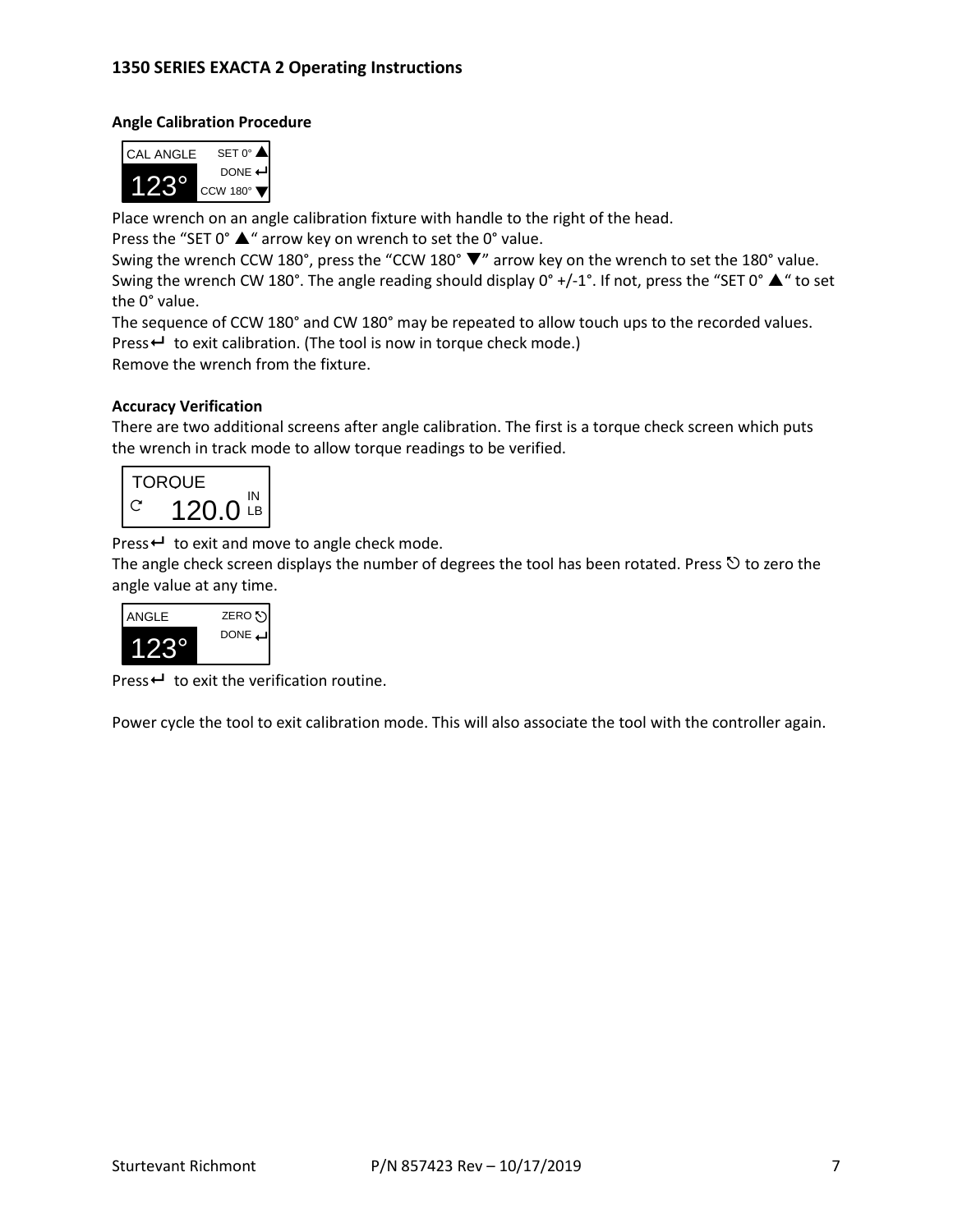## Angle Calibration Procedure

CAL ANGLE SET 0° ▲
123° DONE ↵
CCW 180° ▼

Place wrench on an angle calibration fixture with handle to the right of the head.
Press the "SET 0° ▲" arrow key on wrench to set the 0° value.
Swing the wrench CCW 180°, press the "CCW 180° ▼" arrow key on the wrench to set the 180° value.
Swing the wrench CW 180°. The angle reading should display 0° +/-1°. If not, press the "SET 0° ▲" to set the 0° value.
The sequence of CCW 180° and CW 180° may be repeated to allow touch ups to the recorded values.
Press ↵ to exit calibration. (The tool is now in torque check mode.)
Remove the wrench from the fixture.

## Accuracy Verification

There are two additional screens after angle calibration. The first is a torque check screen which puts the wrench in track mode to allow torque readings to be verified.

TORQUE
↻ 120.0 IN LB

Press ↵ to exit and move to angle check mode.
The angle check screen displays the number of degrees the tool has been rotated. Press ⟲ to zero the angle value at any time.

ANGLE ZERO ⟲
123° DONE ↵

Press ↵ to exit the verification routine.

Power cycle the tool to exit calibration mode. This will also associate the tool with the controller again.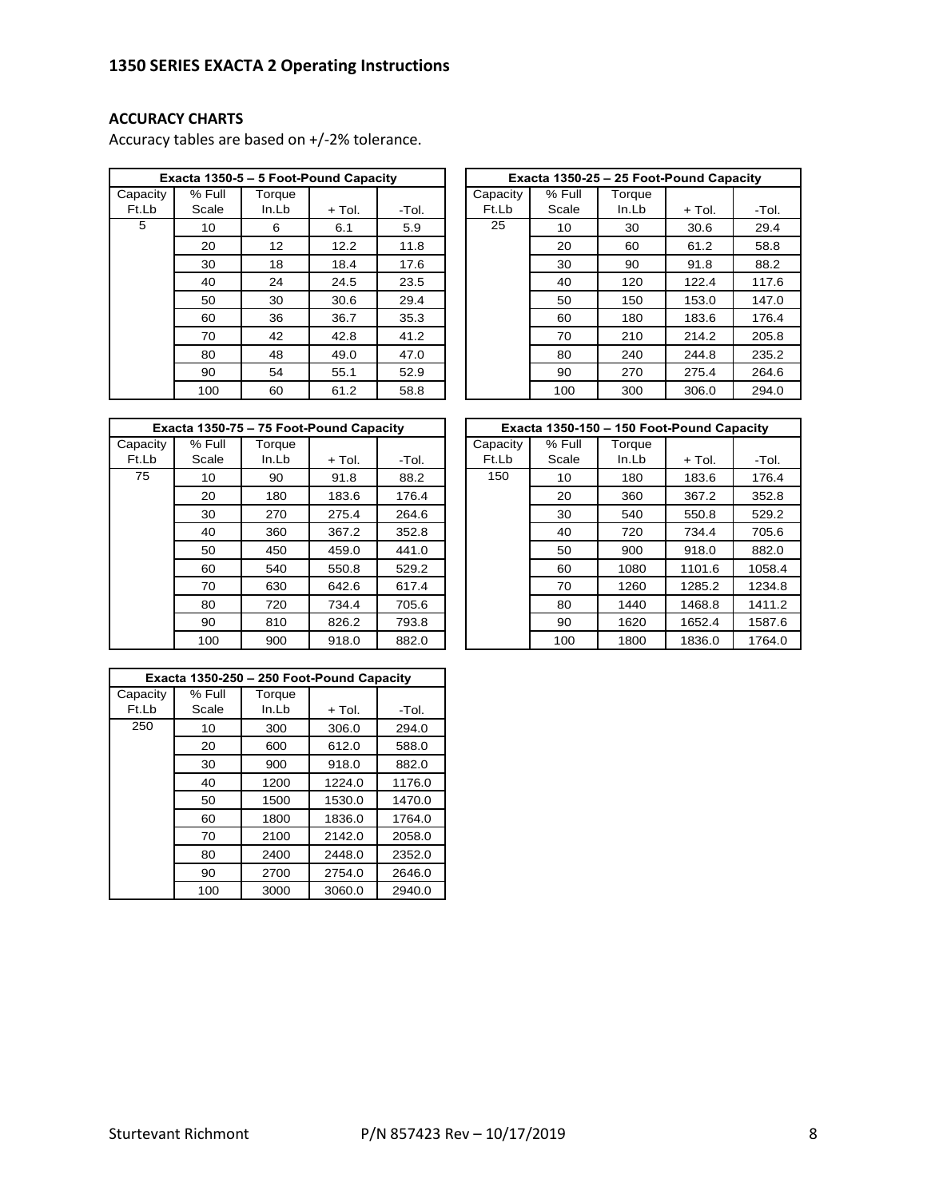## ACCURACY CHARTS

Accuracy tables are based on +/-2% tolerance.

| Exacta 1350-5 – 5 Foot-Pound Capacity | | | | |
|---|---|---|---|---|
| Capacity Ft.Lb | % Full Scale | Torque In.Lb | + Tol. | -Tol. |
| 5 | 10 | 6 | 6.1 | 5.9 |
| | 20 | 12 | 12.2 | 11.8 |
| | 30 | 18 | 18.4 | 17.6 |
| | 40 | 24 | 24.5 | 23.5 |
| | 50 | 30 | 30.6 | 29.4 |
| | 60 | 36 | 36.7 | 35.3 |
| | 70 | 42 | 42.8 | 41.2 |
| | 80 | 48 | 49.0 | 47.0 |
| | 90 | 54 | 55.1 | 52.9 |
| | 100 | 60 | 61.2 | 58.8 |

| Exacta 1350-25 – 25 Foot-Pound Capacity | | | | |
|---|---|---|---|---|
| Capacity Ft.Lb | % Full Scale | Torque In.Lb | + Tol. | -Tol. |
| 25 | 10 | 30 | 30.6 | 29.4 |
| | 20 | 60 | 61.2 | 58.8 |
| | 30 | 90 | 91.8 | 88.2 |
| | 40 | 120 | 122.4 | 117.6 |
| | 50 | 150 | 153.0 | 147.0 |
| | 60 | 180 | 183.6 | 176.4 |
| | 70 | 210 | 214.2 | 205.8 |
| | 80 | 240 | 244.8 | 235.2 |
| | 90 | 270 | 275.4 | 264.6 |
| | 100 | 300 | 306.0 | 294.0 |

| Exacta 1350-75 – 75 Foot-Pound Capacity | | | | |
|---|---|---|---|---|
| Capacity Ft.Lb | % Full Scale | Torque In.Lb | + Tol. | -Tol. |
| 75 | 10 | 90 | 91.8 | 88.2 |
| | 20 | 180 | 183.6 | 176.4 |
| | 30 | 270 | 275.4 | 264.6 |
| | 40 | 360 | 367.2 | 352.8 |
| | 50 | 450 | 459.0 | 441.0 |
| | 60 | 540 | 550.8 | 529.2 |
| | 70 | 630 | 642.6 | 617.4 |
| | 80 | 720 | 734.4 | 705.6 |
| | 90 | 810 | 826.2 | 793.8 |
| | 100 | 900 | 918.0 | 882.0 |

| Exacta 1350-150 – 150 Foot-Pound Capacity | | | | |
|---|---|---|---|---|
| Capacity Ft.Lb | % Full Scale | Torque In.Lb | + Tol. | -Tol. |
| 150 | 10 | 180 | 183.6 | 176.4 |
| | 20 | 360 | 367.2 | 352.8 |
| | 30 | 540 | 550.8 | 529.2 |
| | 40 | 720 | 734.4 | 705.6 |
| | 50 | 900 | 918.0 | 882.0 |
| | 60 | 1080 | 1101.6 | 1058.4 |
| | 70 | 1260 | 1285.2 | 1234.8 |
| | 80 | 1440 | 1468.8 | 1411.2 |
| | 90 | 1620 | 1652.4 | 1587.6 |
| | 100 | 1800 | 1836.0 | 1764.0 |

| Exacta 1350-250 – 250 Foot-Pound Capacity | | | | |
|---|---|---|---|---|
| Capacity Ft.Lb | % Full Scale | Torque In.Lb | + Tol. | -Tol. |
| 250 | 10 | 300 | 306.0 | 294.0 |
| | 20 | 600 | 612.0 | 588.0 |
| | 30 | 900 | 918.0 | 882.0 |
| | 40 | 1200 | 1224.0 | 1176.0 |
| | 50 | 1500 | 1530.0 | 1470.0 |
| | 60 | 1800 | 1836.0 | 1764.0 |
| | 70 | 2100 | 2142.0 | 2058.0 |
| | 80 | 2400 | 2448.0 | 2352.0 |
| | 90 | 2700 | 2754.0 | 2646.0 |
| | 100 | 3000 | 3060.0 | 2940.0 |